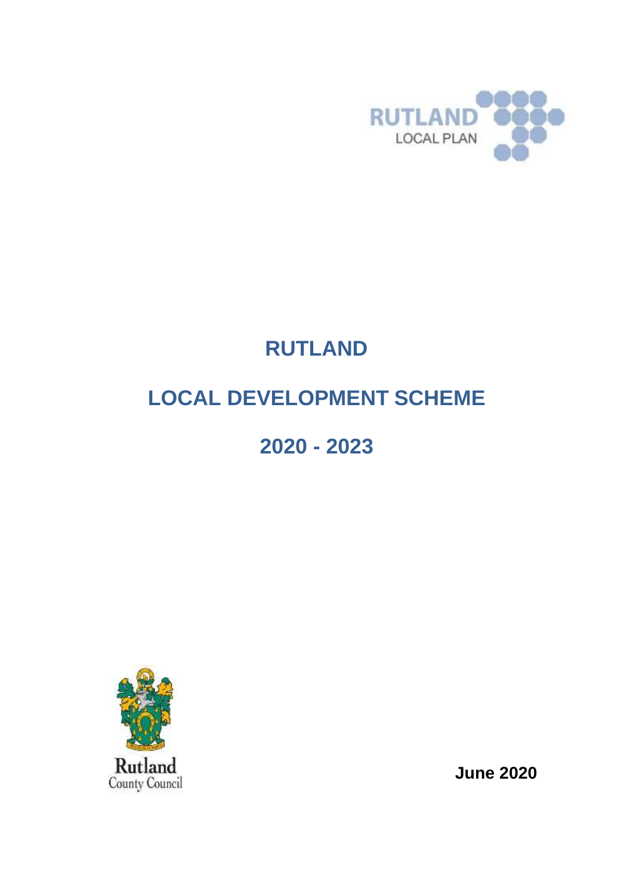RUTLAND
LOCAL PLAN

# RUTLAND

# LOCAL DEVELOPMENT SCHEME

# 2020 - 2023

Rutland
County Council

**June 2020**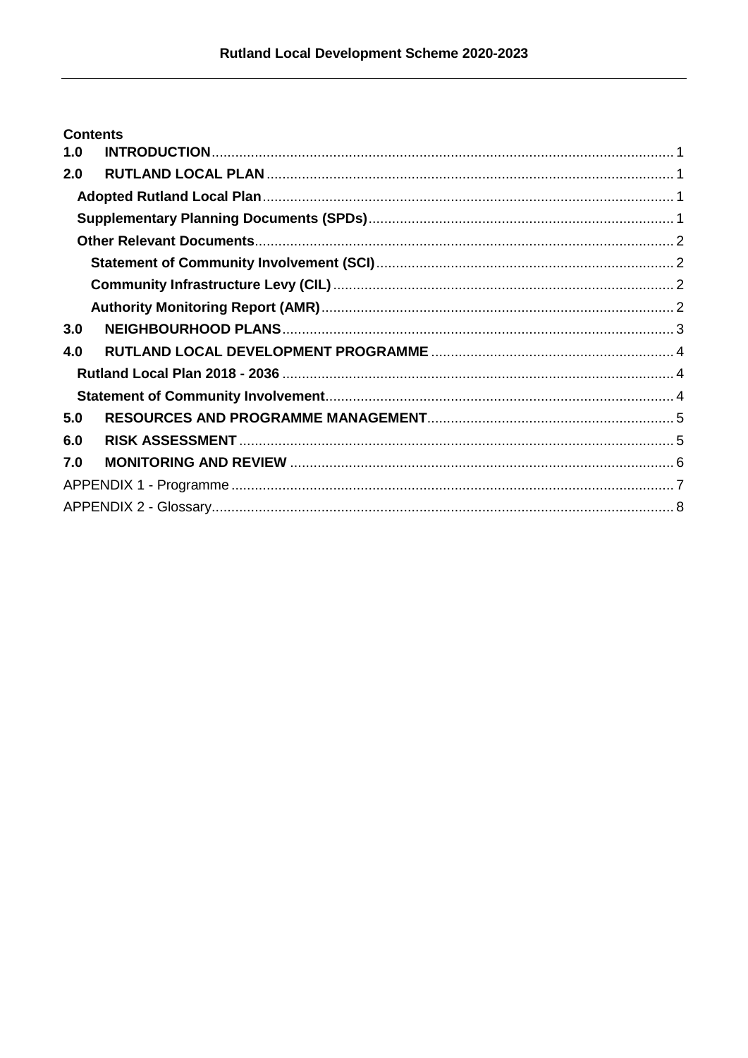**Contents**

**1.0 INTRODUCTION** ..... 1

**2.0 RUTLAND LOCAL PLAN** ..... 1

- **Adopted Rutland Local Plan** ..... 1
- **Supplementary Planning Documents (SPDs)** ..... 1
- **Other Relevant Documents** ..... 2
  - **Statement of Community Involvement (SCI)** ..... 2
  - **Community Infrastructure Levy (CIL)** ..... 2
  - **Authority Monitoring Report (AMR)** ..... 2

**3.0 NEIGHBOURHOOD PLANS** ..... 3

**4.0 RUTLAND LOCAL DEVELOPMENT PROGRAMME** ..... 4

- **Rutland Local Plan 2018 - 2036** ..... 4
- **Statement of Community Involvement** ..... 4

**5.0 RESOURCES AND PROGRAMME MANAGEMENT** ..... 5

**6.0 RISK ASSESSMENT** ..... 5

**7.0 MONITORING AND REVIEW** ..... 6

APPENDIX 1 - Programme ..... 7

APPENDIX 2 - Glossary ..... 8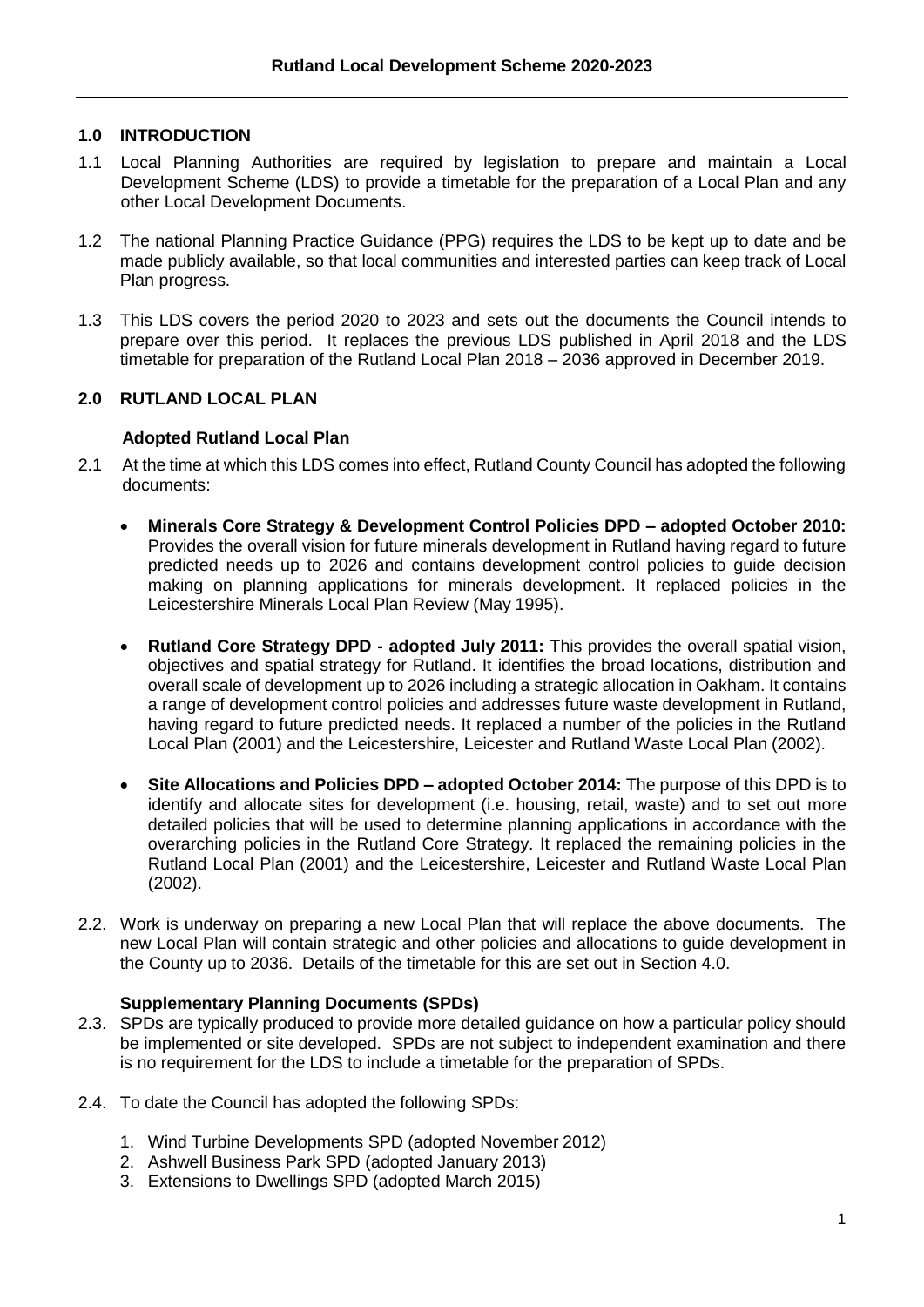## 1.0 INTRODUCTION

1.1 Local Planning Authorities are required by legislation to prepare and maintain a Local Development Scheme (LDS) to provide a timetable for the preparation of a Local Plan and any other Local Development Documents.

1.2 The national Planning Practice Guidance (PPG) requires the LDS to be kept up to date and be made publicly available, so that local communities and interested parties can keep track of Local Plan progress.

1.3 This LDS covers the period 2020 to 2023 and sets out the documents the Council intends to prepare over this period. It replaces the previous LDS published in April 2018 and the LDS timetable for preparation of the Rutland Local Plan 2018 – 2036 approved in December 2019.

## 2.0 RUTLAND LOCAL PLAN

### Adopted Rutland Local Plan

2.1 At the time at which this LDS comes into effect, Rutland County Council has adopted the following documents:

- **Minerals Core Strategy & Development Control Policies DPD – adopted October 2010:** Provides the overall vision for future minerals development in Rutland having regard to future predicted needs up to 2026 and contains development control policies to guide decision making on planning applications for minerals development. It replaced policies in the Leicestershire Minerals Local Plan Review (May 1995).
- **Rutland Core Strategy DPD - adopted July 2011:** This provides the overall spatial vision, objectives and spatial strategy for Rutland. It identifies the broad locations, distribution and overall scale of development up to 2026 including a strategic allocation in Oakham. It contains a range of development control policies and addresses future waste development in Rutland, having regard to future predicted needs. It replaced a number of the policies in the Rutland Local Plan (2001) and the Leicestershire, Leicester and Rutland Waste Local Plan (2002).
- **Site Allocations and Policies DPD – adopted October 2014:** The purpose of this DPD is to identify and allocate sites for development (i.e. housing, retail, waste) and to set out more detailed policies that will be used to determine planning applications in accordance with the overarching policies in the Rutland Core Strategy. It replaced the remaining policies in the Rutland Local Plan (2001) and the Leicestershire, Leicester and Rutland Waste Local Plan (2002).

2.2. Work is underway on preparing a new Local Plan that will replace the above documents. The new Local Plan will contain strategic and other policies and allocations to guide development in the County up to 2036. Details of the timetable for this are set out in Section 4.0.

### Supplementary Planning Documents (SPDs)

2.3. SPDs are typically produced to provide more detailed guidance on how a particular policy should be implemented or site developed. SPDs are not subject to independent examination and there is no requirement for the LDS to include a timetable for the preparation of SPDs.

2.4. To date the Council has adopted the following SPDs:

1. Wind Turbine Developments SPD (adopted November 2012)
2. Ashwell Business Park SPD (adopted January 2013)
3. Extensions to Dwellings SPD (adopted March 2015)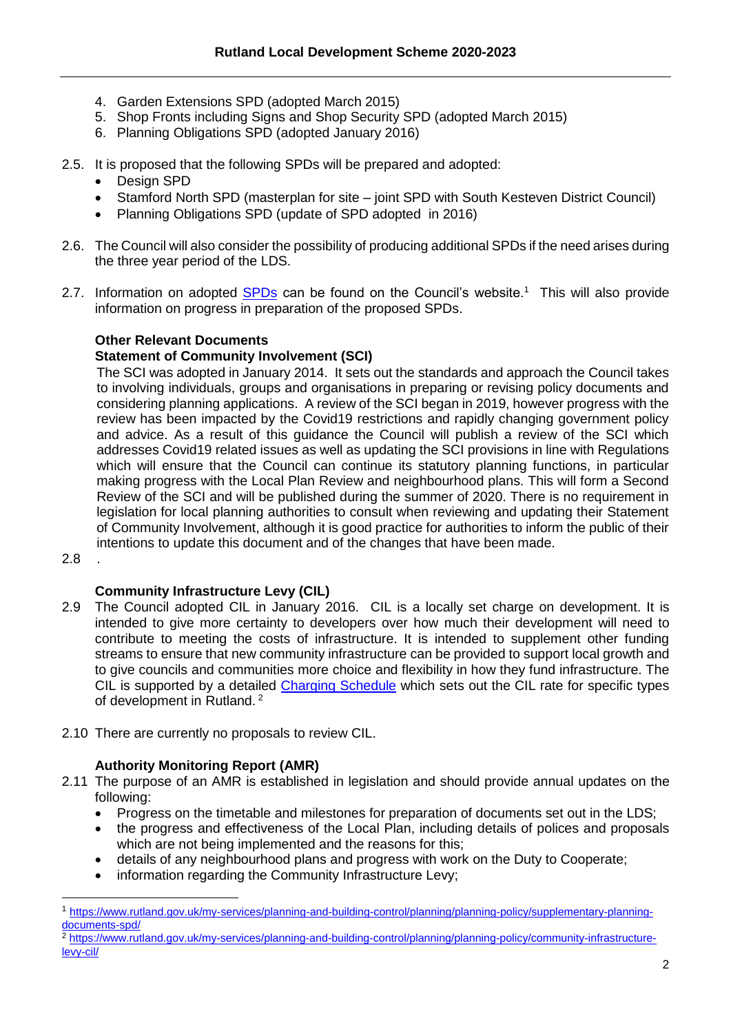4. Garden Extensions SPD (adopted March 2015)
5. Shop Fronts including Signs and Shop Security SPD (adopted March 2015)
6. Planning Obligations SPD (adopted January 2016)

2.5. It is proposed that the following SPDs will be prepared and adopted:
- Design SPD
- Stamford North SPD (masterplan for site – joint SPD with South Kesteven District Council)
- Planning Obligations SPD (update of SPD adopted in 2016)

2.6. The Council will also consider the possibility of producing additional SPDs if the need arises during the three year period of the LDS.

2.7. Information on adopted SPDs can be found on the Council's website.[1] This will also provide information on progress in preparation of the proposed SPDs.

**Other Relevant Documents**

**Statement of Community Involvement (SCI)**

The SCI was adopted in January 2014. It sets out the standards and approach the Council takes to involving individuals, groups and organisations in preparing or revising policy documents and considering planning applications. A review of the SCI began in 2019, however progress with the review has been impacted by the Covid19 restrictions and rapidly changing government policy and advice. As a result of this guidance the Council will publish a review of the SCI which addresses Covid19 related issues as well as updating the SCI provisions in line with Regulations which will ensure that the Council can continue its statutory planning functions, in particular making progress with the Local Plan Review and neighbourhood plans. This will form a Second Review of the SCI and will be published during the summer of 2020. There is no requirement in legislation for local planning authorities to consult when reviewing and updating their Statement of Community Involvement, although it is good practice for authorities to inform the public of their intentions to update this document and of the changes that have been made.

2.8 .

**Community Infrastructure Levy (CIL)**

2.9 The Council adopted CIL in January 2016. CIL is a locally set charge on development. It is intended to give more certainty to developers over how much their development will need to contribute to meeting the costs of infrastructure. It is intended to supplement other funding streams to ensure that new community infrastructure can be provided to support local growth and to give councils and communities more choice and flexibility in how they fund infrastructure. The CIL is supported by a detailed Charging Schedule which sets out the CIL rate for specific types of development in Rutland.[2]

2.10 There are currently no proposals to review CIL.

**Authority Monitoring Report (AMR)**

2.11 The purpose of an AMR is established in legislation and should provide annual updates on the following:
- Progress on the timetable and milestones for preparation of documents set out in the LDS;
- the progress and effectiveness of the Local Plan, including details of polices and proposals which are not being implemented and the reasons for this;
- details of any neighbourhood plans and progress with work on the Duty to Cooperate;
- information regarding the Community Infrastructure Levy;

---

[1] https://www.rutland.gov.uk/my-services/planning-and-building-control/planning/planning-policy/supplementary-planning-documents-spd/

[2] https://www.rutland.gov.uk/my-services/planning-and-building-control/planning/planning-policy/community-infrastructure-levy-cil/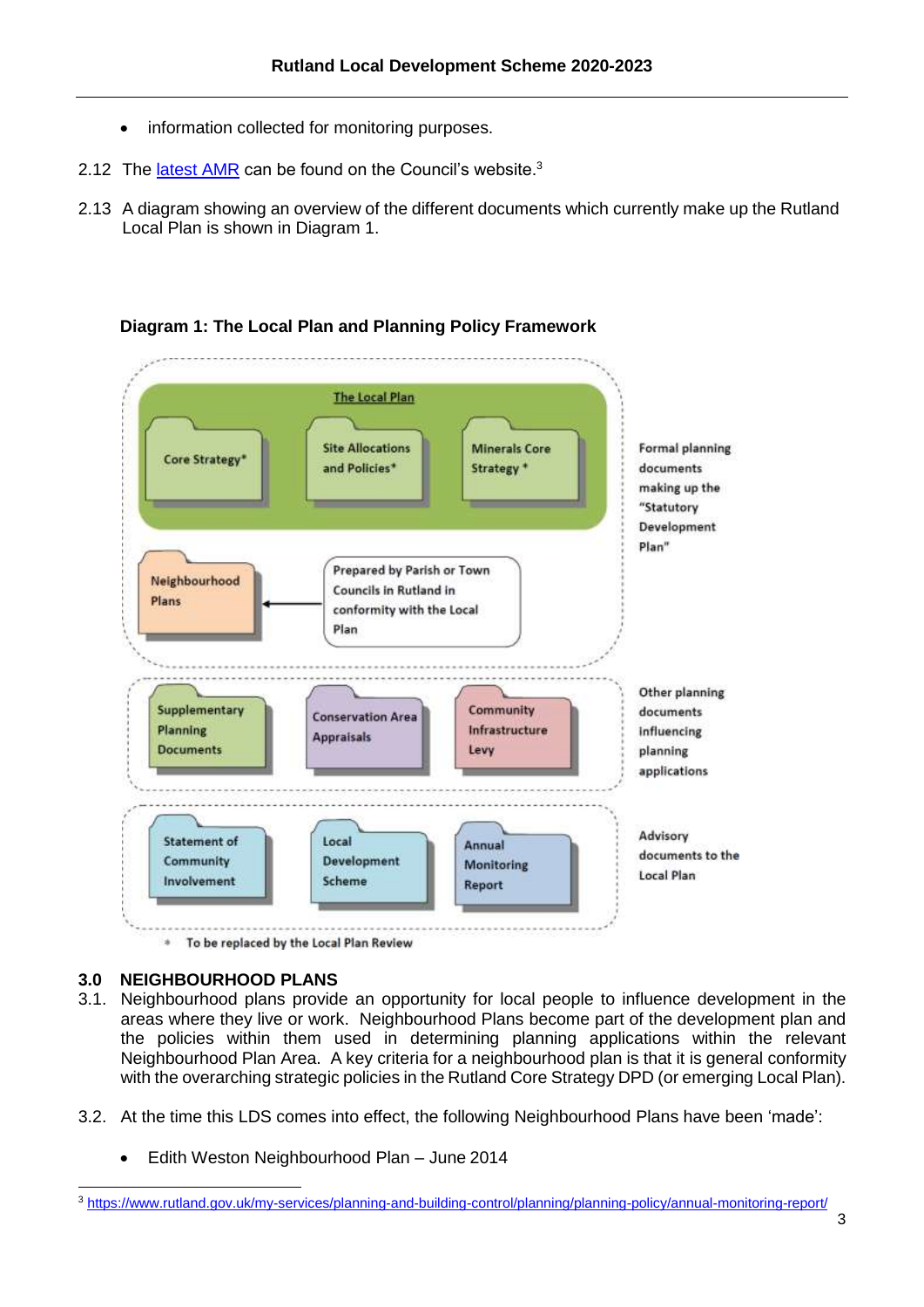- information collected for monitoring purposes.

2.12 The [latest AMR](https://www.rutland.gov.uk/my-services/planning-and-building-control/planning/planning-policy/annual-monitoring-report/) can be found on the Council's website.[3]

2.13 A diagram showing an overview of the different documents which currently make up the Rutland Local Plan is shown in Diagram 1.

**Diagram 1: The Local Plan and Planning Policy Framework**

The Local Plan

Core Strategy*

Site Allocations and Policies*

Minerals Core Strategy *

Formal planning documents making up the "Statutory Development Plan"

Neighbourhood Plans

Prepared by Parish or Town Councils in Rutland in conformity with the Local Plan

Supplementary Planning Documents

Conservation Area Appraisals

Community Infrastructure Levy

Other planning documents influencing planning applications

Statement of Community Involvement

Local Development Scheme

Annual Monitoring Report

Advisory documents to the Local Plan

\* To be replaced by the Local Plan Review

## 3.0 NEIGHBOURHOOD PLANS

3.1. Neighbourhood plans provide an opportunity for local people to influence development in the areas where they live or work. Neighbourhood Plans become part of the development plan and the policies within them used in determining planning applications within the relevant Neighbourhood Plan Area. A key criteria for a neighbourhood plan is that it is general conformity with the overarching strategic policies in the Rutland Core Strategy DPD (or emerging Local Plan).

3.2. At the time this LDS comes into effect, the following Neighbourhood Plans have been 'made':

- Edith Weston Neighbourhood Plan – June 2014

[3] https://www.rutland.gov.uk/my-services/planning-and-building-control/planning/planning-policy/annual-monitoring-report/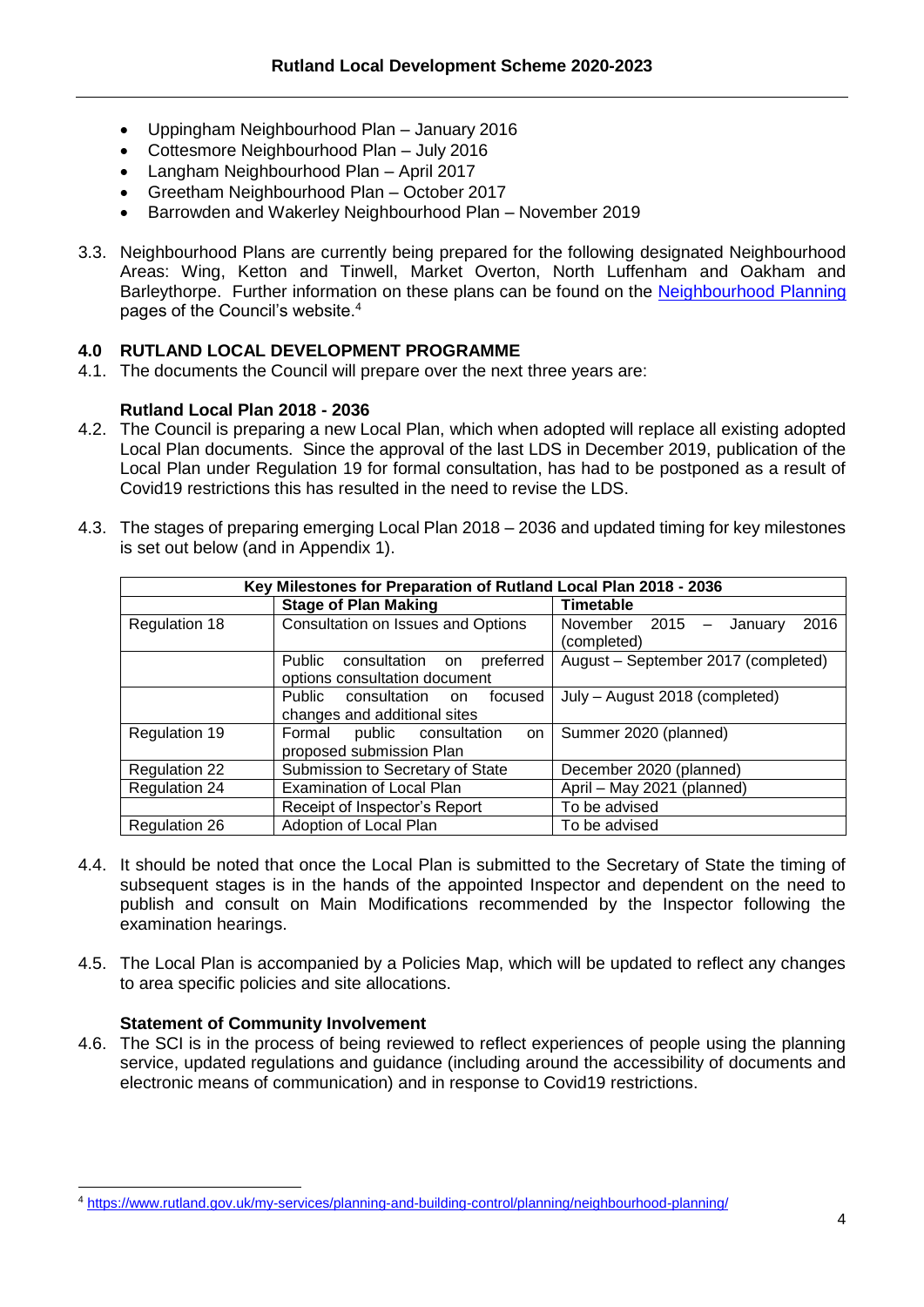- Uppingham Neighbourhood Plan – January 2016
- Cottesmore Neighbourhood Plan – July 2016
- Langham Neighbourhood Plan – April 2017
- Greetham Neighbourhood Plan – October 2017
- Barrowden and Wakerley Neighbourhood Plan – November 2019

3.3. Neighbourhood Plans are currently being prepared for the following designated Neighbourhood Areas: Wing, Ketton and Tinwell, Market Overton, North Luffenham and Oakham and Barleythorpe. Further information on these plans can be found on the [Neighbourhood Planning](https://www.rutland.gov.uk/my-services/planning-and-building-control/planning/neighbourhood-planning/) pages of the Council's website.[4]

## 4.0 RUTLAND LOCAL DEVELOPMENT PROGRAMME

4.1. The documents the Council will prepare over the next three years are:

### Rutland Local Plan 2018 - 2036

4.2. The Council is preparing a new Local Plan, which when adopted will replace all existing adopted Local Plan documents. Since the approval of the last LDS in December 2019, publication of the Local Plan under Regulation 19 for formal consultation, has had to be postponed as a result of Covid19 restrictions this has resulted in the need to revise the LDS.

4.3. The stages of preparing emerging Local Plan 2018 – 2036 and updated timing for key milestones is set out below (and in Appendix 1).

| Key Milestones for Preparation of Rutland Local Plan 2018 - 2036 | | |
|---|---|---|
| | **Stage of Plan Making** | **Timetable** |
| Regulation 18 | Consultation on Issues and Options | November 2015 – January 2016 (completed) |
| | Public consultation on preferred options consultation document | August – September 2017 (completed) |
| | Public consultation on focused changes and additional sites | July – August 2018 (completed) |
| Regulation 19 | Formal public consultation on proposed submission Plan | Summer 2020 (planned) |
| Regulation 22 | Submission to Secretary of State | December 2020 (planned) |
| Regulation 24 | Examination of Local Plan | April – May 2021 (planned) |
| | Receipt of Inspector's Report | To be advised |
| Regulation 26 | Adoption of Local Plan | To be advised |

4.4. It should be noted that once the Local Plan is submitted to the Secretary of State the timing of subsequent stages is in the hands of the appointed Inspector and dependent on the need to publish and consult on Main Modifications recommended by the Inspector following the examination hearings.

4.5. The Local Plan is accompanied by a Policies Map, which will be updated to reflect any changes to area specific policies and site allocations.

### Statement of Community Involvement

4.6. The SCI is in the process of being reviewed to reflect experiences of people using the planning service, updated regulations and guidance (including around the accessibility of documents and electronic means of communication) and in response to Covid19 restrictions.

---

[4] https://www.rutland.gov.uk/my-services/planning-and-building-control/planning/neighbourhood-planning/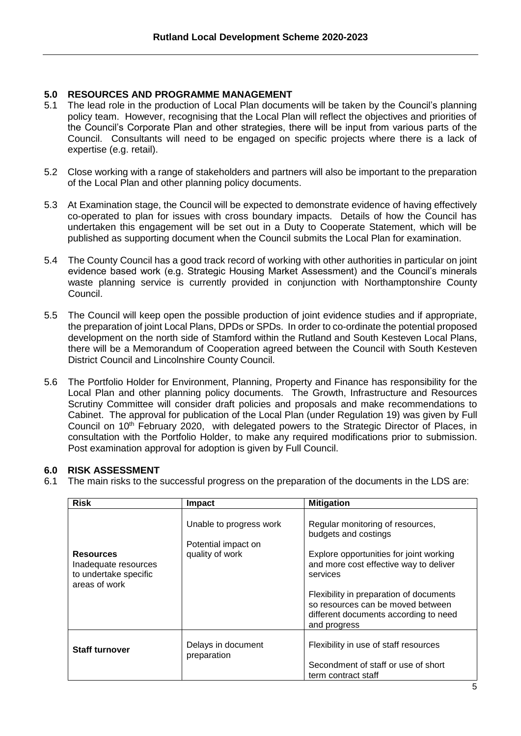## 5.0 RESOURCES AND PROGRAMME MANAGEMENT

5.1 The lead role in the production of Local Plan documents will be taken by the Council's planning policy team. However, recognising that the Local Plan will reflect the objectives and priorities of the Council's Corporate Plan and other strategies, there will be input from various parts of the Council. Consultants will need to be engaged on specific projects where there is a lack of expertise (e.g. retail).

5.2 Close working with a range of stakeholders and partners will also be important to the preparation of the Local Plan and other planning policy documents.

5.3 At Examination stage, the Council will be expected to demonstrate evidence of having effectively co-operated to plan for issues with cross boundary impacts. Details of how the Council has undertaken this engagement will be set out in a Duty to Cooperate Statement, which will be published as supporting document when the Council submits the Local Plan for examination.

5.4 The County Council has a good track record of working with other authorities in particular on joint evidence based work (e.g. Strategic Housing Market Assessment) and the Council's minerals waste planning service is currently provided in conjunction with Northamptonshire County Council.

5.5 The Council will keep open the possible production of joint evidence studies and if appropriate, the preparation of joint Local Plans, DPDs or SPDs. In order to co-ordinate the potential proposed development on the north side of Stamford within the Rutland and South Kesteven Local Plans, there will be a Memorandum of Cooperation agreed between the Council with South Kesteven District Council and Lincolnshire County Council.

5.6 The Portfolio Holder for Environment, Planning, Property and Finance has responsibility for the Local Plan and other planning policy documents. The Growth, Infrastructure and Resources Scrutiny Committee will consider draft policies and proposals and make recommendations to Cabinet. The approval for publication of the Local Plan (under Regulation 19) was given by Full Council on 10th February 2020, with delegated powers to the Strategic Director of Places, in consultation with the Portfolio Holder, to make any required modifications prior to submission. Post examination approval for adoption is given by Full Council.

## 6.0 RISK ASSESSMENT

6.1 The main risks to the successful progress on the preparation of the documents in the LDS are:

| Risk | Impact | Mitigation |
|---|---|---|
| **Resources** Inadequate resources to undertake specific areas of work | Unable to progress work<br><br>Potential impact on quality of work | Regular monitoring of resources, budgets and costings<br><br>Explore opportunities for joint working and more cost effective way to deliver services<br><br>Flexibility in preparation of documents so resources can be moved between different documents according to need and progress |
| **Staff turnover** | Delays in document preparation | Flexibility in use of staff resources<br><br>Secondment of staff or use of short term contract staff |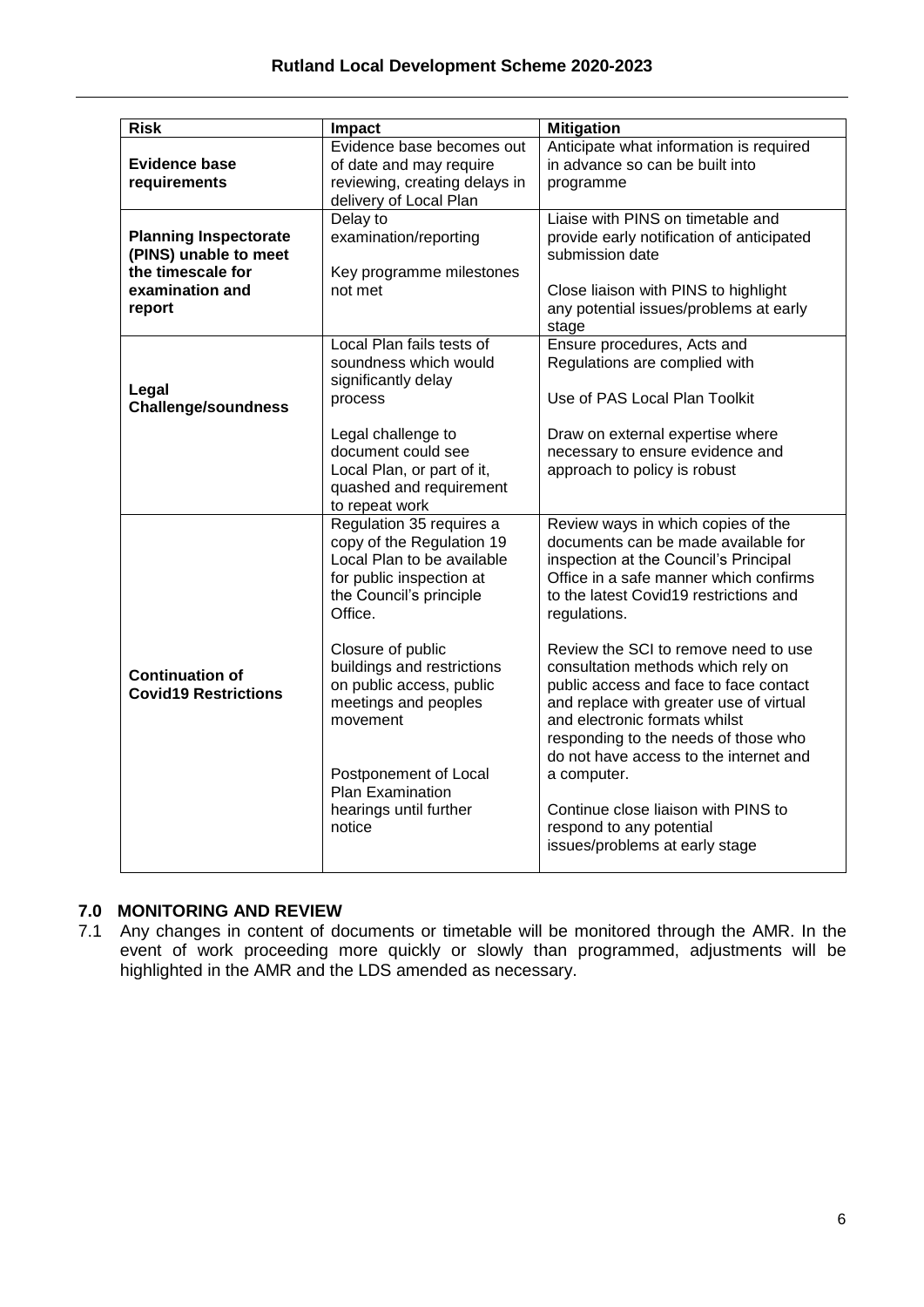| Risk | Impact | Mitigation |
|---|---|---|
| **Evidence base requirements** | Evidence base becomes out of date and may require reviewing, creating delays in delivery of Local Plan | Anticipate what information is required in advance so can be built into programme |
| **Planning Inspectorate (PINS) unable to meet the timescale for examination and report** | Delay to examination/reporting<br><br>Key programme milestones not met | Liaise with PINS on timetable and provide early notification of anticipated submission date<br><br>Close liaison with PINS to highlight any potential issues/problems at early stage |
| **Legal Challenge/soundness** | Local Plan fails tests of soundness which would significantly delay process<br><br>Legal challenge to document could see Local Plan, or part of it, quashed and requirement to repeat work | Ensure procedures, Acts and Regulations are complied with<br><br>Use of PAS Local Plan Toolkit<br><br>Draw on external expertise where necessary to ensure evidence and approach to policy is robust |
| **Continuation of Covid19 Restrictions** | Regulation 35 requires a copy of the Regulation 19 Local Plan to be available for public inspection at the Council's principle Office.<br><br>Closure of public buildings and restrictions on public access, public meetings and peoples movement<br><br>Postponement of Local Plan Examination hearings until further notice | Review ways in which copies of the documents can be made available for inspection at the Council's Principal Office in a safe manner which confirms to the latest Covid19 restrictions and regulations.<br><br>Review the SCI to remove need to use consultation methods which rely on public access and face to face contact and replace with greater use of virtual and electronic formats whilst responding to the needs of those who do not have access to the internet and a computer.<br><br>Continue close liaison with PINS to respond to any potential issues/problems at early stage |

## 7.0 MONITORING AND REVIEW

7.1 Any changes in content of documents or timetable will be monitored through the AMR. In the event of work proceeding more quickly or slowly than programmed, adjustments will be highlighted in the AMR and the LDS amended as necessary.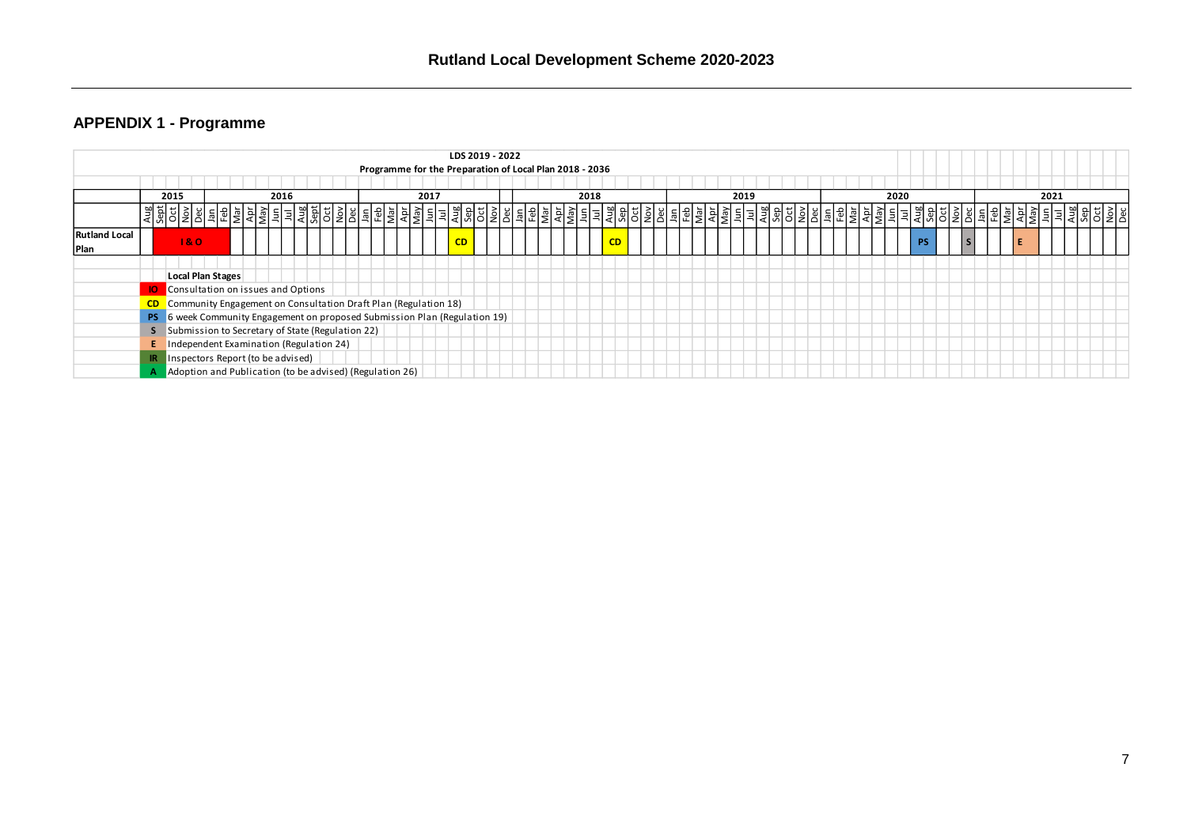## APPENDIX 1 - Programme

**LDS 2019 - 2022**

**Programme for the Preparation of Local Plan 2018 - 2036**

| | 2015 | 2016 | 2017 | 2018 | 2019 | 2020 | 2021 |
|---|---|---|---|---|---|---|---|
| | Aug, Sept, Oct, Nov, Dec | Jan, Feb, Mar, Apr, May, Jun, Jul, Aug, Sept, Oct, Nov, Dec | Jan, Feb, Mar, Apr, May, Jun, Jul, Aug, Sep, Oct, Nov, Dec | Jan, Feb, Mar, Apr, May, Jun, Jul, Aug, Sep, Oct, Nov, Dec | Jan, Feb, Mar, Apr, May, Jun, Jul, Aug, Sep, Oct, Nov, Dec | Jan, Feb, Mar, Apr, May, Jun, Jul, Aug, Sep, Oct, Nov, Dec | Jan, Feb, Mar, Apr, May, Jun, Jul, Aug, Sep, Oct, Nov, Dec |
| **Rutland Local Plan** | I & O (Aug–Dec) | | CD (Aug) | CD (Aug) | | PS (Aug), S (Dec) | E (Apr) |

**Local Plan Stages**

| Code | Stage |
|---|---|
| IO | Consultation on issues and Options |
| CD | Community Engagement on Consultation Draft Plan (Regulation 18) |
| PS | 6 week Community Engagement on proposed Submission Plan (Regulation 19) |
| S | Submission to Secretary of State (Regulation 22) |
| E | Independent Examination (Regulation 24) |
| IR | Inspectors Report (to be advised) |
| A | Adoption and Publication (to be advised) (Regulation 26) |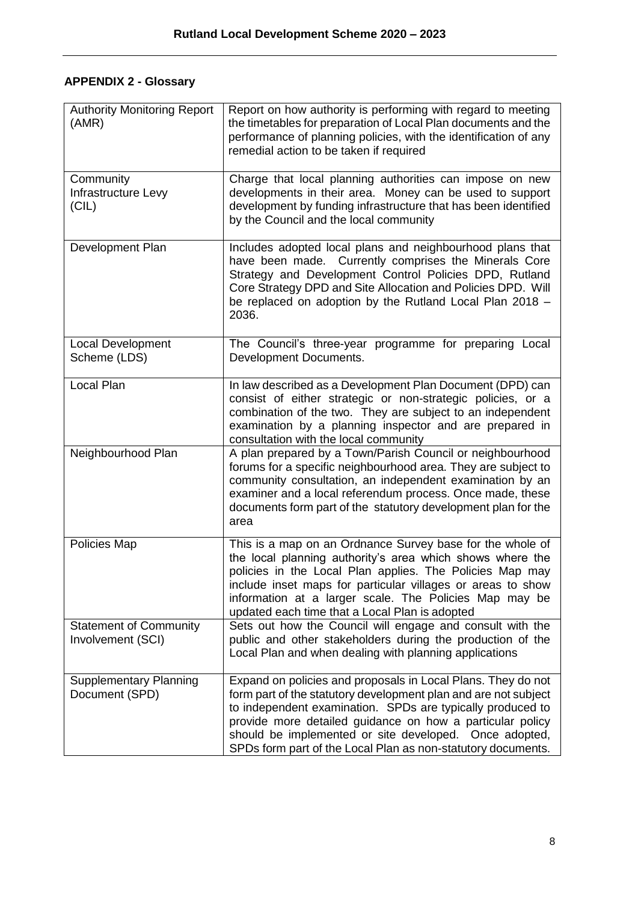## APPENDIX 2 - Glossary

| | |
|---|---|
| Authority Monitoring Report (AMR) | Report on how authority is performing with regard to meeting the timetables for preparation of Local Plan documents and the performance of planning policies, with the identification of any remedial action to be taken if required |
| Community Infrastructure Levy (CIL) | Charge that local planning authorities can impose on new developments in their area. Money can be used to support development by funding infrastructure that has been identified by the Council and the local community |
| Development Plan | Includes adopted local plans and neighbourhood plans that have been made. Currently comprises the Minerals Core Strategy and Development Control Policies DPD, Rutland Core Strategy DPD and Site Allocation and Policies DPD. Will be replaced on adoption by the Rutland Local Plan 2018 – 2036. |
| Local Development Scheme (LDS) | The Council's three-year programme for preparing Local Development Documents. |
| Local Plan | In law described as a Development Plan Document (DPD) can consist of either strategic or non-strategic policies, or a combination of the two. They are subject to an independent examination by a planning inspector and are prepared in consultation with the local community |
| Neighbourhood Plan | A plan prepared by a Town/Parish Council or neighbourhood forums for a specific neighbourhood area. They are subject to community consultation, an independent examination by an examiner and a local referendum process. Once made, these documents form part of the statutory development plan for the area |
| Policies Map | This is a map on an Ordnance Survey base for the whole of the local planning authority's area which shows where the policies in the Local Plan applies. The Policies Map may include inset maps for particular villages or areas to show information at a larger scale. The Policies Map may be updated each time that a Local Plan is adopted |
| Statement of Community Involvement (SCI) | Sets out how the Council will engage and consult with the public and other stakeholders during the production of the Local Plan and when dealing with planning applications |
| Supplementary Planning Document (SPD) | Expand on policies and proposals in Local Plans. They do not form part of the statutory development plan and are not subject to independent examination. SPDs are typically produced to provide more detailed guidance on how a particular policy should be implemented or site developed. Once adopted, SPDs form part of the Local Plan as non-statutory documents. |